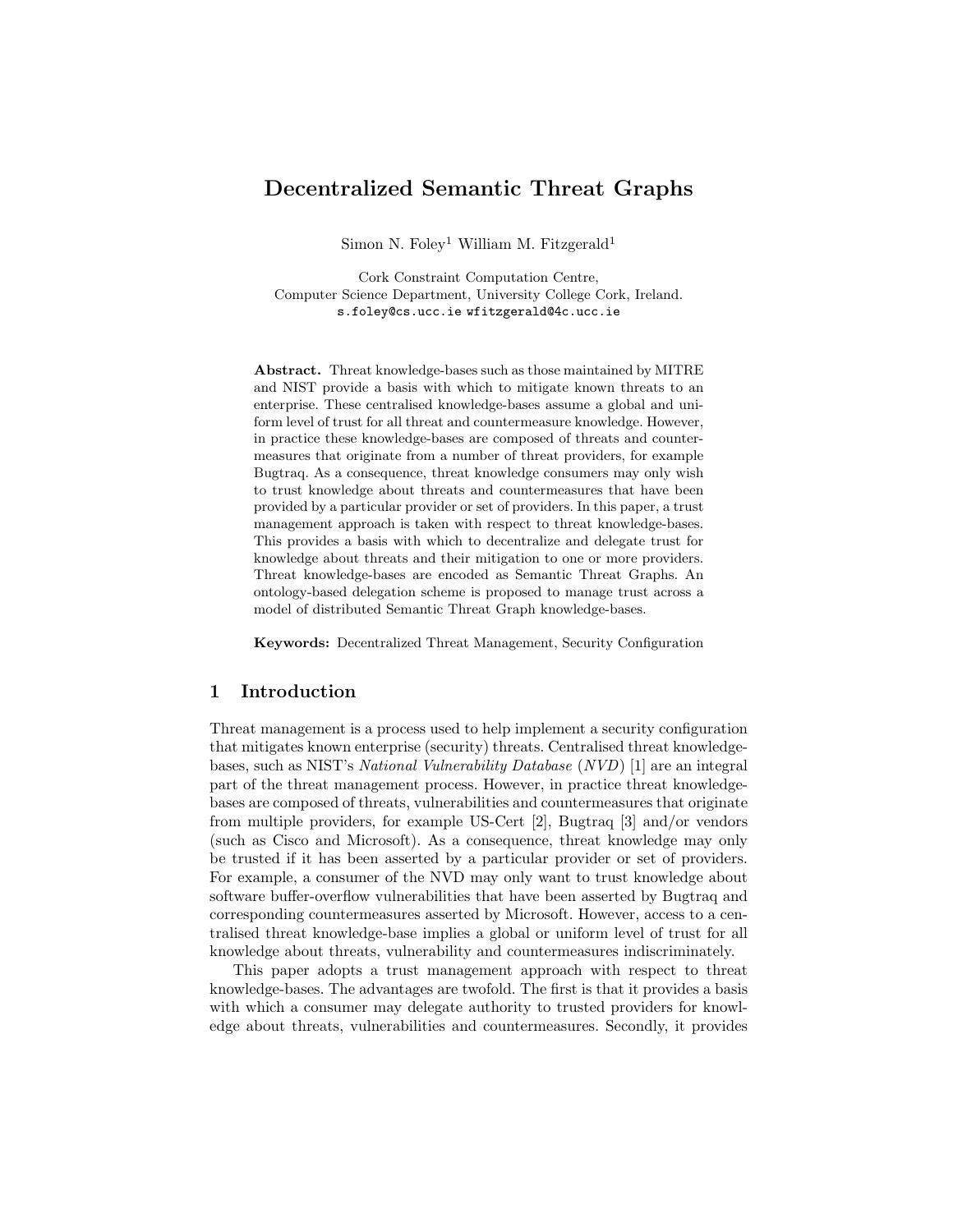# Decentralized Semantic Threat Graphs

Simon N. Foley[1] William M. Fitzgerald[1]

Cork Constraint Computation Centre,
Computer Science Department, University College Cork, Ireland.
s.foley@cs.ucc.ie wfitzgerald@4c.ucc.ie

**Abstract.** Threat knowledge-bases such as those maintained by MITRE and NIST provide a basis with which to mitigate known threats to an enterprise. These centralised knowledge-bases assume a global and uniform level of trust for all threat and countermeasure knowledge. However, in practice these knowledge-bases are composed of threats and countermeasures that originate from a number of threat providers, for example Bugtraq. As a consequence, threat knowledge consumers may only wish to trust knowledge about threats and countermeasures that have been provided by a particular provider or set of providers. In this paper, a trust management approach is taken with respect to threat knowledge-bases. This provides a basis with which to decentralize and delegate trust for knowledge about threats and their mitigation to one or more providers. Threat knowledge-bases are encoded as Semantic Threat Graphs. An ontology-based delegation scheme is proposed to manage trust across a model of distributed Semantic Threat Graph knowledge-bases.

**Keywords:** Decentralized Threat Management, Security Configuration

## 1 Introduction

Threat management is a process used to help implement a security configuration that mitigates known enterprise (security) threats. Centralised threat knowledge-bases, such as NIST's *National Vulnerability Database* (*NVD*) [1] are an integral part of the threat management process. However, in practice threat knowledge-bases are composed of threats, vulnerabilities and countermeasures that originate from multiple providers, for example US-Cert [2], Bugtraq [3] and/or vendors (such as Cisco and Microsoft). As a consequence, threat knowledge may only be trusted if it has been asserted by a particular provider or set of providers. For example, a consumer of the NVD may only want to trust knowledge about software buffer-overflow vulnerabilities that have been asserted by Bugtraq and corresponding countermeasures asserted by Microsoft. However, access to a centralised threat knowledge-base implies a global or uniform level of trust for all knowledge about threats, vulnerability and countermeasures indiscriminately.

This paper adopts a trust management approach with respect to threat knowledge-bases. The advantages are twofold. The first is that it provides a basis with which a consumer may delegate authority to trusted providers for knowledge about threats, vulnerabilities and countermeasures. Secondly, it provides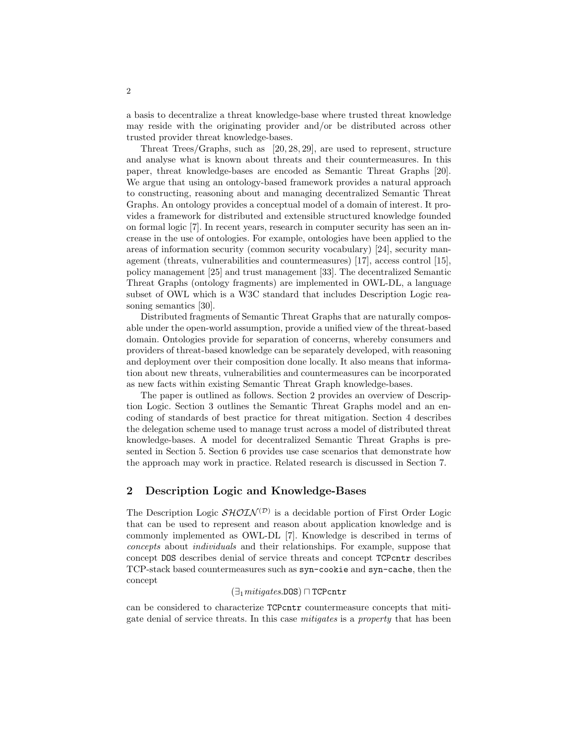a basis to decentralize a threat knowledge-base where trusted threat knowledge may reside with the originating provider and/or be distributed across other trusted provider threat knowledge-bases.

Threat Trees/Graphs, such as [20, 28, 29], are used to represent, structure and analyse what is known about threats and their countermeasures. In this paper, threat knowledge-bases are encoded as Semantic Threat Graphs [20]. We argue that using an ontology-based framework provides a natural approach to constructing, reasoning about and managing decentralized Semantic Threat Graphs. An ontology provides a conceptual model of a domain of interest. It provides a framework for distributed and extensible structured knowledge founded on formal logic [7]. In recent years, research in computer security has seen an increase in the use of ontologies. For example, ontologies have been applied to the areas of information security (common security vocabulary) [24], security management (threats, vulnerabilities and countermeasures) [17], access control [15], policy management [25] and trust management [33]. The decentralized Semantic Threat Graphs (ontology fragments) are implemented in OWL-DL, a language subset of OWL which is a W3C standard that includes Description Logic reasoning semantics [30].

Distributed fragments of Semantic Threat Graphs that are naturally composable under the open-world assumption, provide a unified view of the threat-based domain. Ontologies provide for separation of concerns, whereby consumers and providers of threat-based knowledge can be separately developed, with reasoning and deployment over their composition done locally. It also means that information about new threats, vulnerabilities and countermeasures can be incorporated as new facts within existing Semantic Threat Graph knowledge-bases.

The paper is outlined as follows. Section 2 provides an overview of Description Logic. Section 3 outlines the Semantic Threat Graphs model and an encoding of standards of best practice for threat mitigation. Section 4 describes the delegation scheme used to manage trust across a model of distributed threat knowledge-bases. A model for decentralized Semantic Threat Graphs is presented in Section 5. Section 6 provides use case scenarios that demonstrate how the approach may work in practice. Related research is discussed in Section 7.

## 2 Description Logic and Knowledge-Bases

The Description Logic $\mathcal{SHOIN}^{(\mathcal{D})}$ is a decidable portion of First Order Logic that can be used to represent and reason about application knowledge and is commonly implemented as OWL-DL [7]. Knowledge is described in terms of *concepts* about *individuals* and their relationships. For example, suppose that concept `DOS` describes denial of service threats and concept `TCPcntr` describes TCP-stack based countermeasures such as `syn-cookie` and `syn-cache`, then the concept

$$(\exists_1 \, mitigates.\texttt{DOS}) \sqcap \texttt{TCPcntr}$$

can be considered to characterize `TCPcntr` countermeasure concepts that mitigate denial of service threats. In this case *mitigates* is a *property* that has been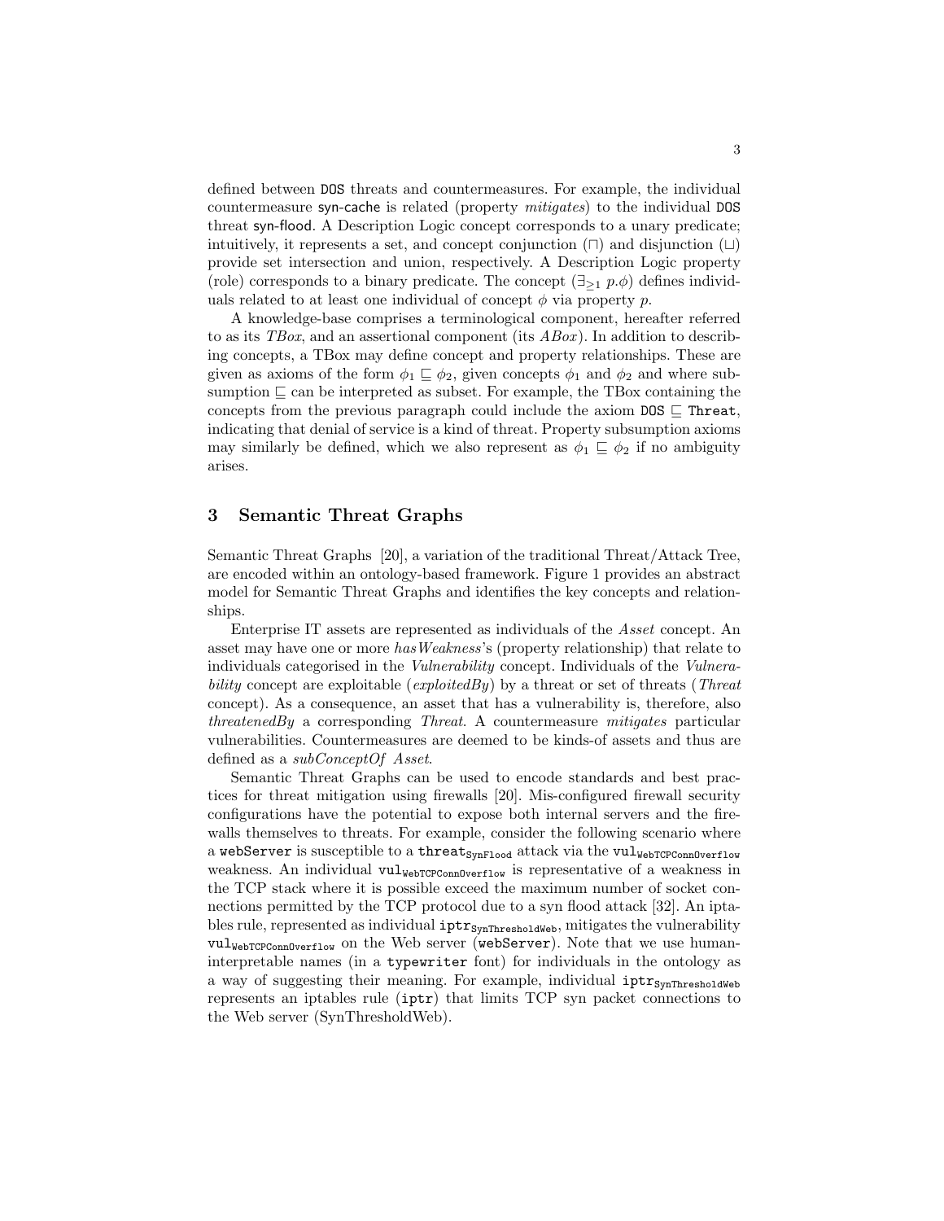defined between DOS threats and countermeasures. For example, the individual countermeasure syn-cache is related (property *mitigates*) to the individual DOS threat syn-flood. A Description Logic concept corresponds to a unary predicate; intuitively, it represents a set, and concept conjunction ($\sqcap$) and disjunction ($\sqcup$) provide set intersection and union, respectively. A Description Logic property (role) corresponds to a binary predicate. The concept ($\exists_{\geq 1}\ p.\phi$) defines individuals related to at least one individual of concept $\phi$ via property $p$.

A knowledge-base comprises a terminological component, hereafter referred to as its *TBox*, and an assertional component (its *ABox*). In addition to describing concepts, a TBox may define concept and property relationships. These are given as axioms of the form $\phi_1 \sqsubseteq \phi_2$, given concepts $\phi_1$ and $\phi_2$ and where subsumption $\sqsubseteq$ can be interpreted as subset. For example, the TBox containing the concepts from the previous paragraph could include the axiom $\texttt{DOS} \sqsubseteq \texttt{Threat}$, indicating that denial of service is a kind of threat. Property subsumption axioms may similarly be defined, which we also represent as $\phi_1 \sqsubseteq \phi_2$ if no ambiguity arises.

## 3 Semantic Threat Graphs

Semantic Threat Graphs [20], a variation of the traditional Threat/Attack Tree, are encoded within an ontology-based framework. Figure 1 provides an abstract model for Semantic Threat Graphs and identifies the key concepts and relationships.

Enterprise IT assets are represented as individuals of the *Asset* concept. An asset may have one or more *hasWeakness*'s (property relationship) that relate to individuals categorised in the *Vulnerability* concept. Individuals of the *Vulnerability* concept are exploitable (*exploitedBy*) by a threat or set of threats (*Threat* concept). As a consequence, an asset that has a vulnerability is, therefore, also *threatenedBy* a corresponding *Threat*. A countermeasure *mitigates* particular vulnerabilities. Countermeasures are deemed to be kinds-of assets and thus are defined as a *subConceptOf Asset*.

Semantic Threat Graphs can be used to encode standards and best practices for threat mitigation using firewalls [20]. Mis-configured firewall security configurations have the potential to expose both internal servers and the firewalls themselves to threats. For example, consider the following scenario where a webServer is susceptible to a $\texttt{threat}_{\texttt{SynFlood}}$ attack via the $\texttt{vul}_{\texttt{WebTCPConnOverflow}}$ weakness. An individual $\texttt{vul}_{\texttt{WebTCPConnOverflow}}$ is representative of a weakness in the TCP stack where it is possible exceed the maximum number of socket connections permitted by the TCP protocol due to a syn flood attack [32]. An iptables rule, represented as individual $\texttt{iptr}_{\texttt{SynThresholdWeb}}$, mitigates the vulnerability $\texttt{vul}_{\texttt{WebTCPConnOverflow}}$ on the Web server (webServer). Note that we use human-interpretable names (in a typewriter font) for individuals in the ontology as a way of suggesting their meaning. For example, individual $\texttt{iptr}_{\texttt{SynThresholdWeb}}$ represents an iptables rule (iptr) that limits TCP syn packet connections to the Web server (SynThresholdWeb).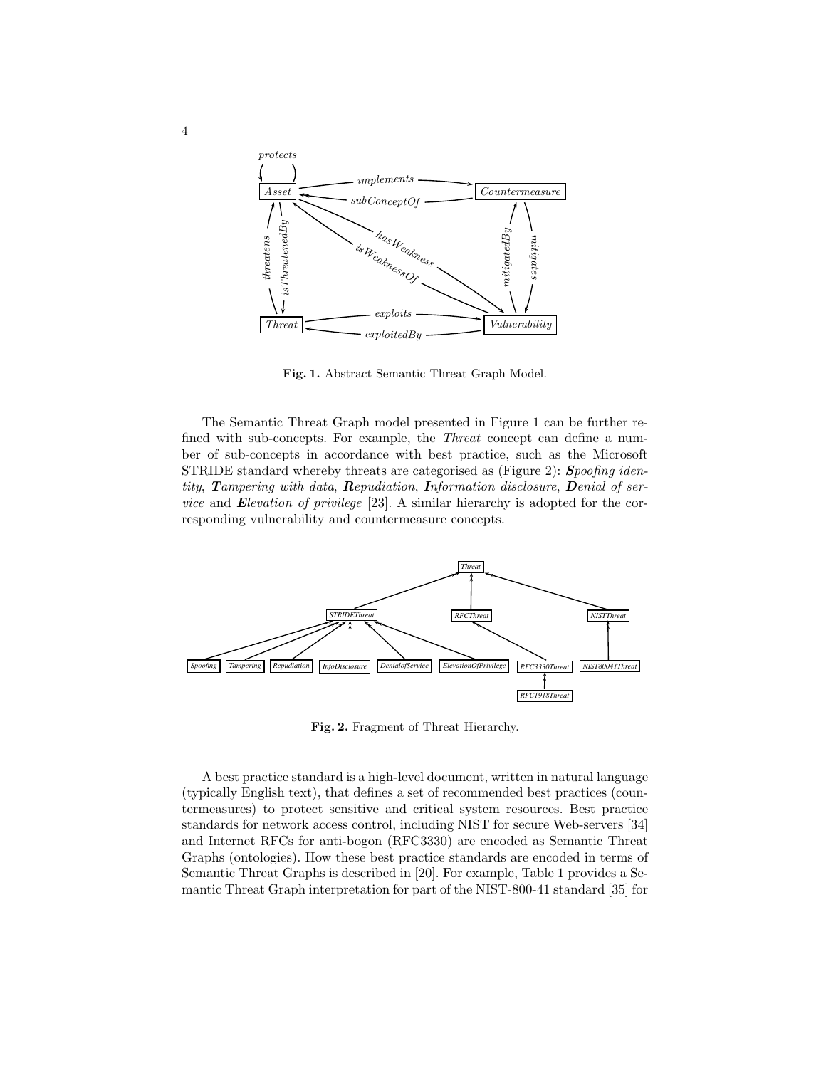protects

Asset

implements

subConceptOf

Countermeasure

threatens

isThreatenedBy

hasWeakness

isWeaknessOf

mitigatedBy

mitigates

Threat

exploits

exploitedBy

Vulnerability

**Fig. 1.** Abstract Semantic Threat Graph Model.

The Semantic Threat Graph model presented in Figure 1 can be further refined with sub-concepts. For example, the *Threat* concept can define a number of sub-concepts in accordance with best practice, such as the Microsoft STRIDE standard whereby threats are categorised as (Figure 2): ***S****poofing identity*, ***T****ampering with data*, ***R****epudiation*, ***I****nformation disclosure*, ***D****enial of service* and ***E****levation of privilege* [23]. A similar hierarchy is adopted for the corresponding vulnerability and countermeasure concepts.

Threat

STRIDEThreat

RFCThreat

NISTThreat

Spoofing

Tampering

Repudiation

InfoDisclosure

DenialofService

ElevationOfPrivilege

RFC3330Threat

NIST80041Threat

RFC1918Threat

**Fig. 2.** Fragment of Threat Hierarchy.

A best practice standard is a high-level document, written in natural language (typically English text), that defines a set of recommended best practices (countermeasures) to protect sensitive and critical system resources. Best practice standards for network access control, including NIST for secure Web-servers [34] and Internet RFCs for anti-bogon (RFC3330) are encoded as Semantic Threat Graphs (ontologies). How these best practice standards are encoded in terms of Semantic Threat Graphs is described in [20]. For example, Table 1 provides a Semantic Threat Graph interpretation for part of the NIST-800-41 standard [35] for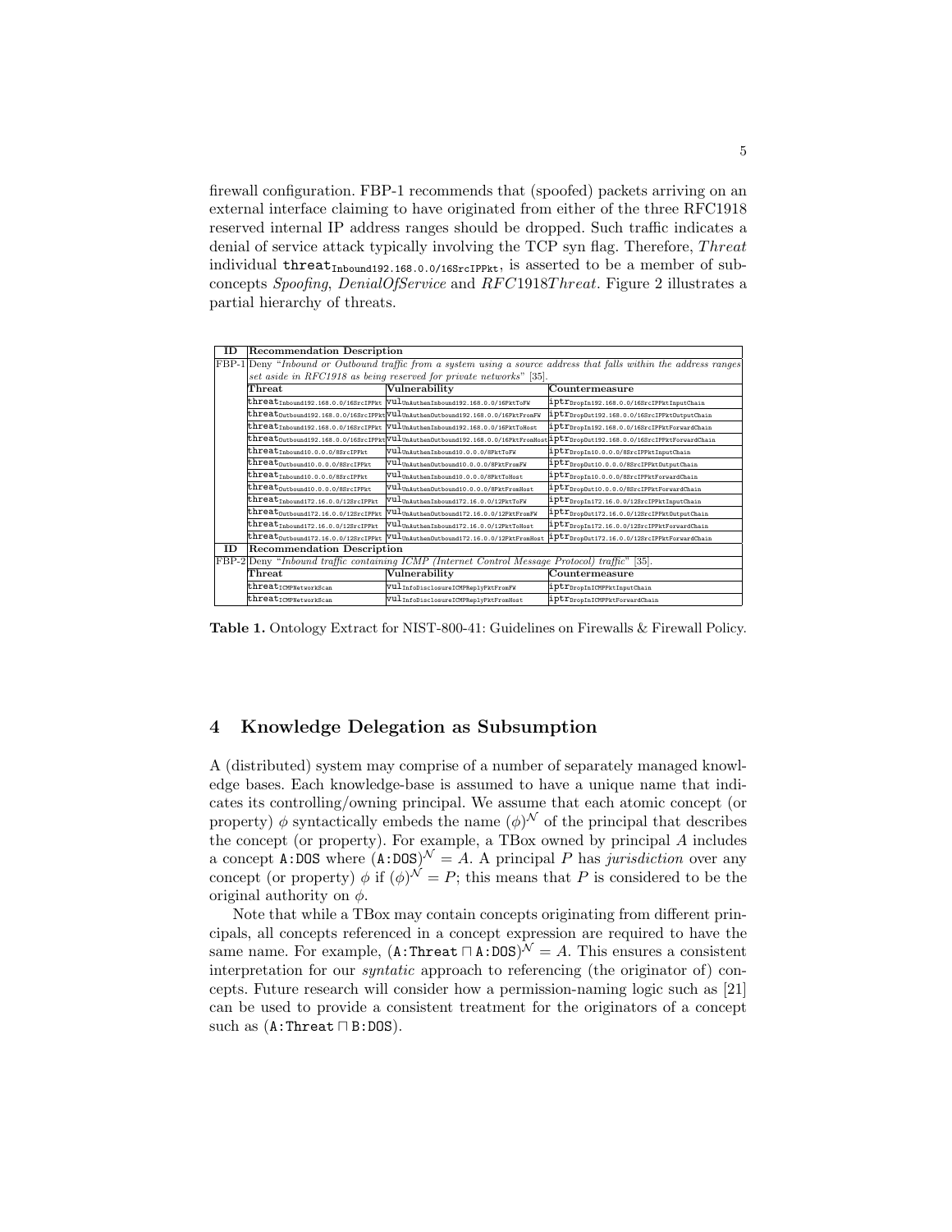firewall configuration. FBP-1 recommends that (spoofed) packets arriving on an external interface claiming to have originated from either of the three RFC1918 reserved internal IP address ranges should be dropped. Such traffic indicates a denial of service attack typically involving the TCP syn flag. Therefore, *Threat* individual $\texttt{threat}_{\texttt{Inbound192.168.0.0/16SrcIPPkt}}$, is asserted to be a member of subconcepts *Spoofing*, *DenialOfService* and *RFC1918Threat*. Figure 2 illustrates a partial hierarchy of threats.

| ID | Recommendation Description | | |
|---|---|---|---|
| FBP-1 | Deny "*Inbound or Outbound traffic from a system using a source address that falls within the address ranges set aside in RFC1918 as being reserved for private networks*" [35]. | | |
| | **Threat** | **Vulnerability** | **Countermeasure** |
| | $\texttt{threat}_{\texttt{Inbound192.168.0.0/16SrcIPPkt}}$ | $\texttt{vul}_{\texttt{UnAuthenInbound192.168.0.0/16PktToFW}}$ | $\texttt{iptr}_{\texttt{DropIn192.168.0.0/16SrcIPPktInputChain}}$ |
| | $\texttt{threat}_{\texttt{Outbound192.168.0.0/16SrcIPPkt}}$ | $\texttt{vul}_{\texttt{UnAuthenOutbound192.168.0.0/16PktFromFW}}$ | $\texttt{iptr}_{\texttt{DropOut192.168.0.0/16SrcIPPktOutputChain}}$ |
| | $\texttt{threat}_{\texttt{Inbound192.168.0.0/16SrcIPPkt}}$ | $\texttt{vul}_{\texttt{UnAuthenInbound192.168.0.0/16PktToHost}}$ | $\texttt{iptr}_{\texttt{DropIn192.168.0.0/16SrcIPPktForwardChain}}$ |
| | $\texttt{threat}_{\texttt{Outbound192.168.0.0/16SrcIPPkt}}$ | $\texttt{vul}_{\texttt{UnAuthenOutbound192.168.0.0/16PktFromHost}}$ | $\texttt{iptr}_{\texttt{DropOut192.168.0.0/16SrcIPPktForwardChain}}$ |
| | $\texttt{threat}_{\texttt{Inbound10.0.0.0/8SrcIPPkt}}$ | $\texttt{vul}_{\texttt{UnAuthenInbound10.0.0.0/8PktToFW}}$ | $\texttt{iptr}_{\texttt{DropIn10.0.0.0/8SrcIPPktInputChain}}$ |
| | $\texttt{threat}_{\texttt{Outbound10.0.0.0/8SrcIPPkt}}$ | $\texttt{vul}_{\texttt{UnAuthenOutbound10.0.0.0/8PktFromFW}}$ | $\texttt{iptr}_{\texttt{DropOut10.0.0.0/8SrcIPPktOutputChain}}$ |
| | $\texttt{threat}_{\texttt{Inbound10.0.0.0/8SrcIPPkt}}$ | $\texttt{vul}_{\texttt{UnAuthenInbound10.0.0.0/8PktToHost}}$ | $\texttt{iptr}_{\texttt{DropIn10.0.0.0/8SrcIPPktForwardChain}}$ |
| | $\texttt{threat}_{\texttt{Outbound10.0.0.0/8SrcIPPkt}}$ | $\texttt{vul}_{\texttt{UnAuthenOutbound10.0.0.0/8PktFromHost}}$ | $\texttt{iptr}_{\texttt{DropOut10.0.0.0/8SrcIPPktForwardChain}}$ |
| | $\texttt{threat}_{\texttt{Inbound172.16.0.0/12SrcIPPkt}}$ | $\texttt{vul}_{\texttt{UnAuthenInbound172.16.0.0/12PktToFW}}$ | $\texttt{iptr}_{\texttt{DropIn172.16.0.0/12SrcIPPktInputChain}}$ |
| | $\texttt{threat}_{\texttt{Outbound172.16.0.0/12SrcIPPkt}}$ | $\texttt{vul}_{\texttt{UnAuthenOutbound172.16.0.0/12PktFromFW}}$ | $\texttt{iptr}_{\texttt{DropOut172.16.0.0/12SrcIPPktOutputChain}}$ |
| | $\texttt{threat}_{\texttt{Inbound172.16.0.0/12SrcIPPkt}}$ | $\texttt{vul}_{\texttt{UnAuthenInbound172.16.0.0/12PktToHost}}$ | $\texttt{iptr}_{\texttt{DropIn172.16.0.0/12SrcIPPktForwardChain}}$ |
| | $\texttt{threat}_{\texttt{Outbound172.16.0.0/12SrcIPPkt}}$ | $\texttt{vul}_{\texttt{UnAuthenOutbound172.16.0.0/12PktFromHost}}$ | $\texttt{iptr}_{\texttt{DropOut172.16.0.0/12SrcIPPktForwardChain}}$ |
| **ID** | **Recommendation Description** | | |
| FBP-2 | Deny "*Inbound traffic containing ICMP (Internet Control Message Protocol) traffic*" [35]. | | |
| | **Threat** | **Vulnerability** | **Countermeasure** |
| | $\texttt{threat}_{\texttt{ICMPNetworkScan}}$ | $\texttt{vul}_{\texttt{InfoDisclosureICMPReplyPktFromFW}}$ | $\texttt{iptr}_{\texttt{DropInICMPPktInputChain}}$ |
| | $\texttt{threat}_{\texttt{ICMPNetworkScan}}$ | $\texttt{vul}_{\texttt{InfoDisclosureICMPReplyPktFromHost}}$ | $\texttt{iptr}_{\texttt{DropInICMPPktForwardChain}}$ |

**Table 1.** Ontology Extract for NIST-800-41: Guidelines on Firewalls & Firewall Policy.

## 4 Knowledge Delegation as Subsumption

A (distributed) system may comprise of a number of separately managed knowledge bases. Each knowledge-base is assumed to have a unique name that indicates its controlling/owning principal. We assume that each atomic concept (or property) $\phi$ syntactically embeds the name $(\phi)^{\mathcal{N}}$ of the principal that describes the concept (or property). For example, a TBox owned by principal $A$ includes a concept $\texttt{A:DOS}$ where $(\texttt{A:DOS})^{\mathcal{N}} = A$. A principal $P$ has *jurisdiction* over any concept (or property) $\phi$ if $(\phi)^{\mathcal{N}} = P$; this means that $P$ is considered to be the original authority on $\phi$.

Note that while a TBox may contain concepts originating from different principals, all concepts referenced in a concept expression are required to have the same name. For example, $(\texttt{A:Threat} \sqcap \texttt{A:DOS})^{\mathcal{N}} = A$. This ensures a consistent interpretation for our *syntatic* approach to referencing (the originator of) concepts. Future research will consider how a permission-naming logic such as [21] can be used to provide a consistent treatment for the originators of a concept such as $(\texttt{A:Threat} \sqcap \texttt{B:DOS})$.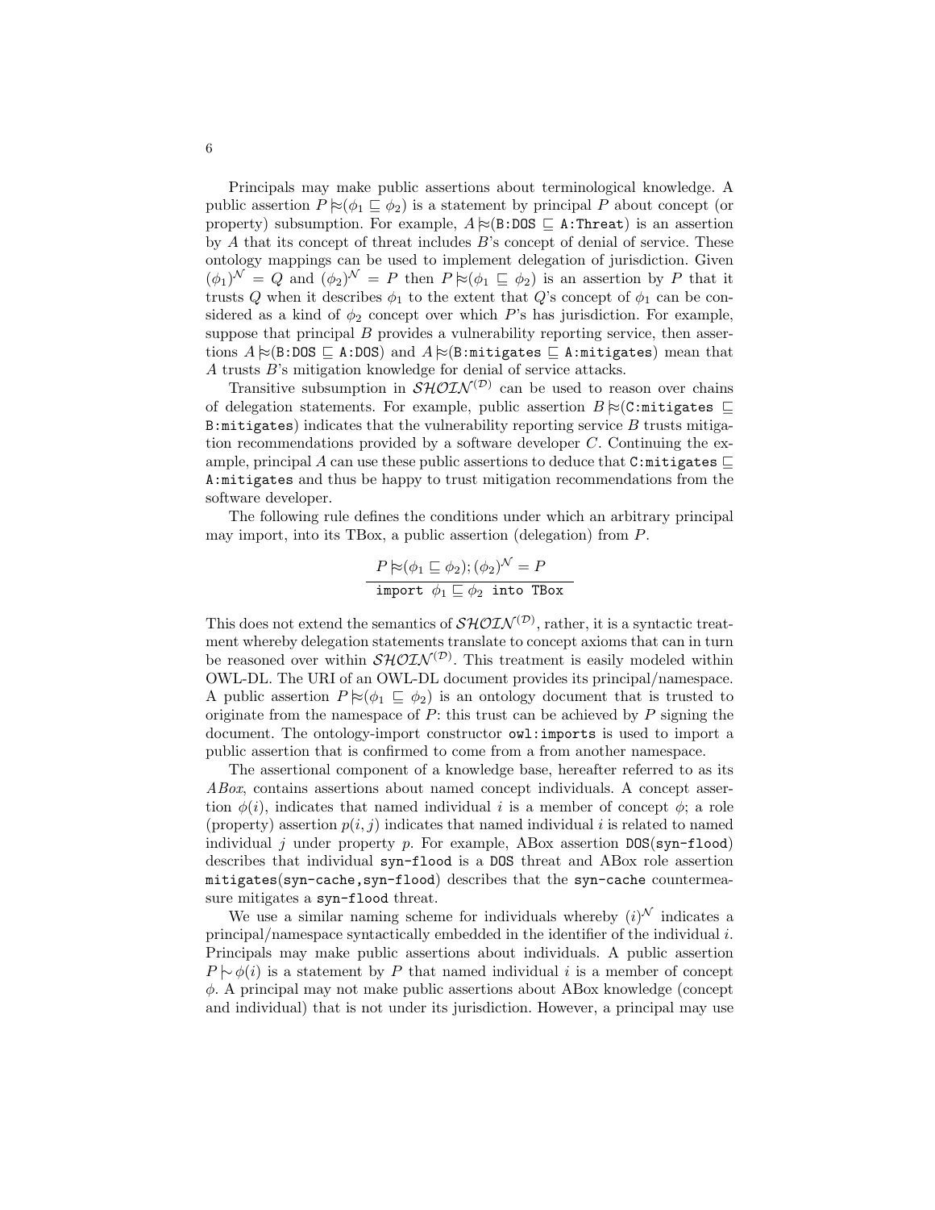Principals may make public assertions about terminological knowledge. A public assertion $P \approx\!\!\!\!\mid (\phi_1 \sqsubseteq \phi_2)$ is a statement by principal $P$ about concept (or property) subsumption. For example, $A \approx\!\!\!\!\mid (\texttt{B:DOS} \sqsubseteq \texttt{A:Threat})$ is an assertion by $A$ that its concept of threat includes $B$'s concept of denial of service. These ontology mappings can be used to implement delegation of jurisdiction. Given $(\phi_1)^{\mathcal{N}} = Q$ and $(\phi_2)^{\mathcal{N}} = P$ then $P \approx\!\!\!\!\mid (\phi_1 \sqsubseteq \phi_2)$ is an assertion by $P$ that it trusts $Q$ when it describes $\phi_1$ to the extent that $Q$'s concept of $\phi_1$ can be considered as a kind of $\phi_2$ concept over which $P$'s has jurisdiction. For example, suppose that principal $B$ provides a vulnerability reporting service, then assertions $A \approx\!\!\!\!\mid (\texttt{B:DOS} \sqsubseteq \texttt{A:DOS})$ and $A \approx\!\!\!\!\mid (\texttt{B:mitigates} \sqsubseteq \texttt{A:mitigates})$ mean that $A$ trusts $B$'s mitigation knowledge for denial of service attacks.

Transitive subsumption in $\mathcal{SHOIN}^{(\mathcal{D})}$ can be used to reason over chains of delegation statements. For example, public assertion $B \approx\!\!\!\!\mid (\texttt{C:mitigates} \sqsubseteq \texttt{B:mitigates})$ indicates that the vulnerability reporting service $B$ trusts mitigation recommendations provided by a software developer $C$. Continuing the example, principal $A$ can use these public assertions to deduce that $\texttt{C:mitigates} \sqsubseteq \texttt{A:mitigates}$ and thus be happy to trust mitigation recommendations from the software developer.

The following rule defines the conditions under which an arbitrary principal may import, into its TBox, a public assertion (delegation) from $P$.

$$\frac{P \approx\!\!\!\!\mid (\phi_1 \sqsubseteq \phi_2); (\phi_2)^{\mathcal{N}} = P}{\texttt{import } \phi_1 \sqsubseteq \phi_2 \texttt{ into TBox}}$$

This does not extend the semantics of $\mathcal{SHOIN}^{(\mathcal{D})}$, rather, it is a syntactic treatment whereby delegation statements translate to concept axioms that can in turn be reasoned over within $\mathcal{SHOIN}^{(\mathcal{D})}$. This treatment is easily modeled within OWL-DL. The URI of an OWL-DL document provides its principal/namespace. A public assertion $P \approx\!\!\!\!\mid (\phi_1 \sqsubseteq \phi_2)$ is an ontology document that is trusted to originate from the namespace of $P$: this trust can be achieved by $P$ signing the document. The ontology-import constructor `owl:imports` is used to import a public assertion that is confirmed to come from a from another namespace.

The assertional component of a knowledge base, hereafter referred to as its *ABox*, contains assertions about named concept individuals. A concept assertion $\phi(i)$, indicates that named individual $i$ is a member of concept $\phi$; a role (property) assertion $p(i, j)$ indicates that named individual $i$ is related to named individual $j$ under property $p$. For example, ABox assertion `DOS(syn-flood)` describes that individual `syn-flood` is a `DOS` threat and ABox role assertion `mitigates(syn-cache,syn-flood)` describes that the `syn-cache` countermeasure mitigates a `syn-flood` threat.

We use a similar naming scheme for individuals whereby $(i)^{\mathcal{N}}$ indicates a principal/namespace syntactically embedded in the identifier of the individual $i$. Principals may make public assertions about individuals. A public assertion $P \mid\!\sim \phi(i)$ is a statement by $P$ that named individual $i$ is a member of concept $\phi$. A principal may not make public assertions about ABox knowledge (concept and individual) that is not under its jurisdiction. However, a principal may use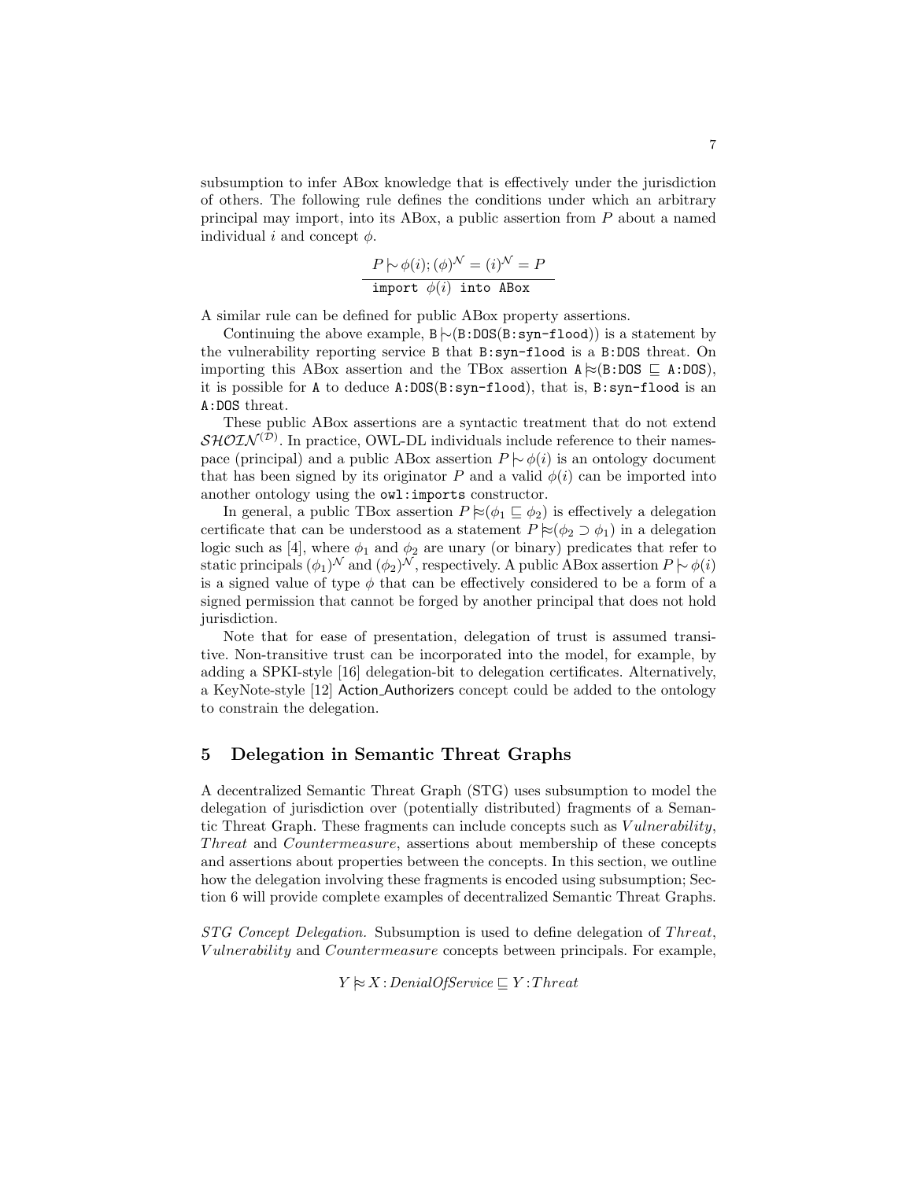subsumption to infer ABox knowledge that is effectively under the jurisdiction of others. The following rule defines the conditions under which an arbitrary principal may import, into its ABox, a public assertion from $P$ about a named individual $i$ and concept $\phi$.

$$\frac{P \mid\!\sim \phi(i); (\phi)^{\mathcal{N}} = (i)^{\mathcal{N}} = P}{\texttt{import } \phi(i) \texttt{ into ABox}}$$

A similar rule can be defined for public ABox property assertions.

Continuing the above example, $\texttt{B} \mid\!\sim (\texttt{B:DOS}(\texttt{B:syn-flood}))$ is a statement by the vulnerability reporting service `B` that `B:syn-flood` is a `B:DOS` threat. On importing this ABox assertion and the TBox assertion $\texttt{A} \approx\!\!\mid (\texttt{B:DOS} \sqsubseteq \texttt{A:DOS})$, it is possible for `A` to deduce $\texttt{A:DOS}(\texttt{B:syn-flood})$, that is, `B:syn-flood` is an `A:DOS` threat.

These public ABox assertions are a syntactic treatment that do not extend $\mathcal{SHOIN}^{(\mathcal{D})}$. In practice, OWL-DL individuals include reference to their namespace (principal) and a public ABox assertion $P \mid\!\sim \phi(i)$ is an ontology document that has been signed by its originator $P$ and a valid $\phi(i)$ can be imported into another ontology using the `owl:imports` constructor.

In general, a public TBox assertion $P \approx\!\!\mid (\phi_1 \sqsubseteq \phi_2)$ is effectively a delegation certificate that can be understood as a statement $P \approx\!\!\mid (\phi_2 \supset \phi_1)$ in a delegation logic such as [4], where $\phi_1$ and $\phi_2$ are unary (or binary) predicates that refer to static principals $(\phi_1)^{\mathcal{N}}$ and $(\phi_2)^{\mathcal{N}}$, respectively. A public ABox assertion $P \mid\!\sim \phi(i)$ is a signed value of type $\phi$ that can be effectively considered to be a form of a signed permission that cannot be forged by another principal that does not hold jurisdiction.

Note that for ease of presentation, delegation of trust is assumed transitive. Non-transitive trust can be incorporated into the model, for example, by adding a SPKI-style [16] delegation-bit to delegation certificates. Alternatively, a KeyNote-style [12] Action_Authorizers concept could be added to the ontology to constrain the delegation.

## 5 Delegation in Semantic Threat Graphs

A decentralized Semantic Threat Graph (STG) uses subsumption to model the delegation of jurisdiction over (potentially distributed) fragments of a Semantic Threat Graph. These fragments can include concepts such as *Vulnerability*, *Threat* and *Countermeasure*, assertions about membership of these concepts and assertions about properties between the concepts. In this section, we outline how the delegation involving these fragments is encoded using subsumption; Section 6 will provide complete examples of decentralized Semantic Threat Graphs.

*STG Concept Delegation.* Subsumption is used to define delegation of *Threat*, *Vulnerability* and *Countermeasure* concepts between principals. For example,

$$Y \approx\!\!\mid X\!:\!DenialOfService \sqsubseteq Y\!:\!Threat$$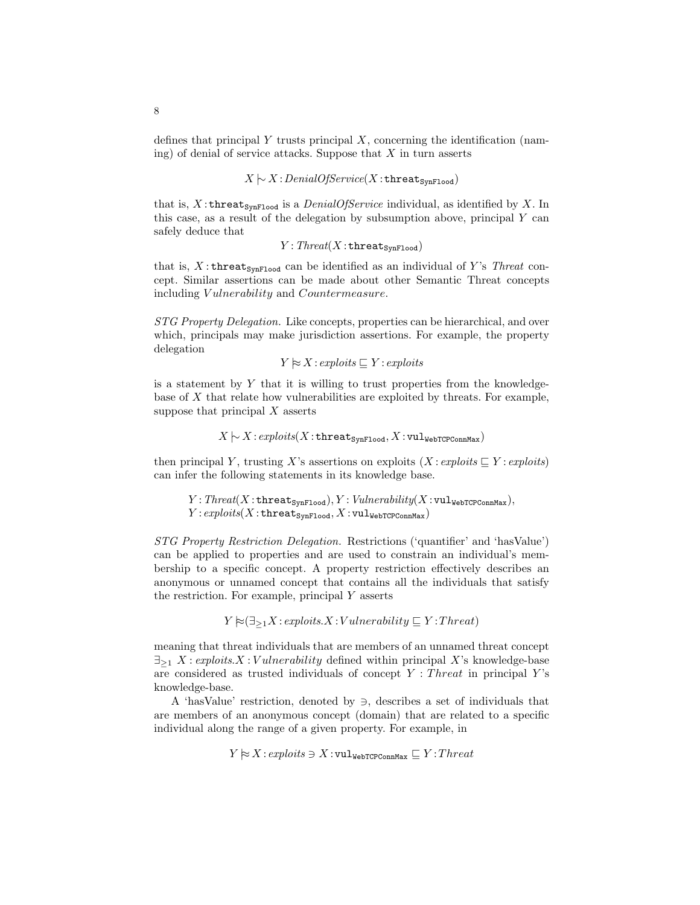defines that principal $Y$ trusts principal $X$, concerning the identification (naming) of denial of service attacks. Suppose that $X$ in turn asserts

$$X \mid\!\sim X\!:\!\mathit{DenialOfService}(X\!:\!\mathtt{threat}_{\mathtt{SynFlood}})$$

that is, $X\!:\!\mathtt{threat}_{\mathtt{SynFlood}}$ is a *DenialOfService* individual, as identified by $X$. In this case, as a result of the delegation by subsumption above, principal $Y$ can safely deduce that

$$Y\!:\!\mathit{Threat}(X\!:\!\mathtt{threat}_{\mathtt{SynFlood}})$$

that is, $X\!:\!\mathtt{threat}_{\mathtt{SynFlood}}$ can be identified as an individual of $Y$'s *Threat* concept. Similar assertions can be made about other Semantic Threat concepts including $Vulnerability$ and $Countermeasure$.

*STG Property Delegation.* Like concepts, properties can be hierarchical, and over which, principals may make jurisdiction assertions. For example, the property delegation

$$Y \approx\!\!\models X\!:\!\mathit{exploits} \sqsubseteq Y\!:\!\mathit{exploits}$$

is a statement by $Y$ that it is willing to trust properties from the knowledge-base of $X$ that relate how vulnerabilities are exploited by threats. For example, suppose that principal $X$ asserts

$$X \mid\!\sim X\!:\!\mathit{exploits}(X\!:\!\mathtt{threat}_{\mathtt{SynFlood}}, X\!:\!\mathtt{vul}_{\mathtt{WebTCPConnMax}})$$

then principal $Y$, trusting $X$'s assertions on exploits ($X\!:\!\mathit{exploits} \sqsubseteq Y\!:\!\mathit{exploits}$) can infer the following statements in its knowledge base.

$$Y\!:\!\mathit{Threat}(X\!:\!\mathtt{threat}_{\mathtt{SynFlood}}), Y\!:\!\mathit{Vulnerability}(X\!:\!\mathtt{vul}_{\mathtt{WebTCPConnMax}}),$$
$$Y\!:\!\mathit{exploits}(X\!:\!\mathtt{threat}_{\mathtt{SynFlood}}, X\!:\!\mathtt{vul}_{\mathtt{WebTCPConnMax}})$$

*STG Property Restriction Delegation.* Restrictions ('quantifier' and 'hasValue') can be applied to properties and are used to constrain an individual's membership to a specific concept. A property restriction effectively describes an anonymous or unnamed concept that contains all the individuals that satisfy the restriction. For example, principal $Y$ asserts

$$Y \approx\!\!\models (\exists_{\geq 1} X\!:\!\mathit{exploits}.X\!:\!Vulnerability \sqsubseteq Y\!:\!Threat)$$

meaning that threat individuals that are members of an unnamed threat concept $\exists_{\geq 1} X : \mathit{exploits}.X : Vulnerability$ defined within principal $X$'s knowledge-base are considered as trusted individuals of concept $Y : Threat$ in principal $Y$'s knowledge-base.

A 'hasValue' restriction, denoted by $\ni$, describes a set of individuals that are members of an anonymous concept (domain) that are related to a specific individual along the range of a given property. For example, in

$$Y \approx\!\!\models X\!:\!\mathit{exploits} \ni X\!:\!\mathtt{vul}_{\mathtt{WebTCPConnMax}} \sqsubseteq Y\!:\!Threat$$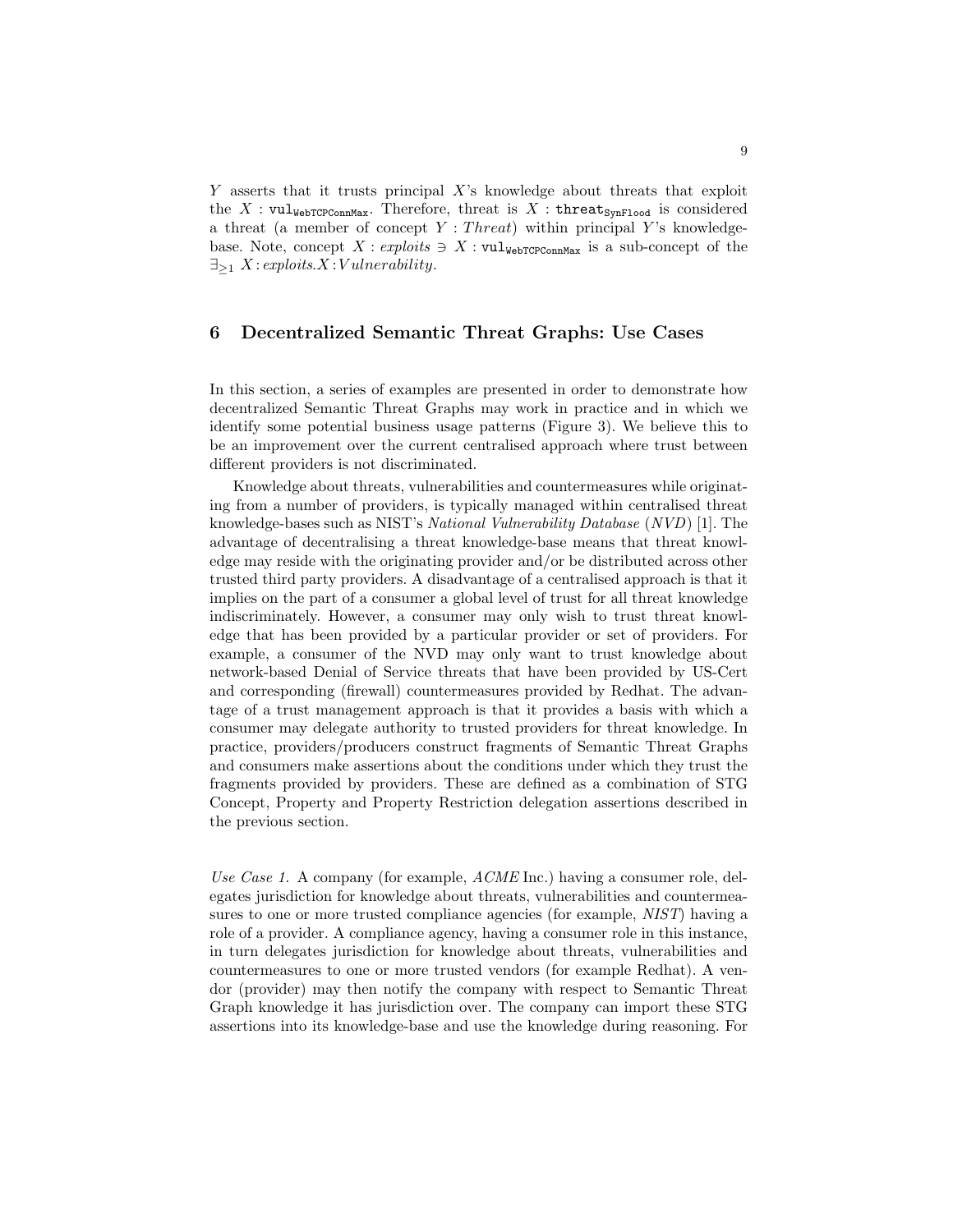$Y$ asserts that it trusts principal $X$'s knowledge about threats that exploit the $X : \mathtt{vul}_{\mathtt{WebTCPConnMax}}$. Therefore, threat is $X : \mathtt{threat}_{\mathtt{SynFlood}}$ is considered a threat (a member of concept $Y : Threat$) within principal $Y$'s knowledge-base. Note, concept $X : exploits \ni X : \mathtt{vul}_{\mathtt{WebTCPConnMax}}$ is a sub-concept of the $\exists_{\geq 1}\ X\!:\!exploits.X\!:\!Vulnerability$.

## 6 Decentralized Semantic Threat Graphs: Use Cases

In this section, a series of examples are presented in order to demonstrate how decentralized Semantic Threat Graphs may work in practice and in which we identify some potential business usage patterns (Figure 3). We believe this to be an improvement over the current centralised approach where trust between different providers is not discriminated.

Knowledge about threats, vulnerabilities and countermeasures while originating from a number of providers, is typically managed within centralised threat knowledge-bases such as NIST's *National Vulnerability Database* (*NVD*) [1]. The advantage of decentralising a threat knowledge-base means that threat knowledge may reside with the originating provider and/or be distributed across other trusted third party providers. A disadvantage of a centralised approach is that it implies on the part of a consumer a global level of trust for all threat knowledge indiscriminately. However, a consumer may only wish to trust threat knowledge that has been provided by a particular provider or set of providers. For example, a consumer of the NVD may only want to trust knowledge about network-based Denial of Service threats that have been provided by US-Cert and corresponding (firewall) countermeasures provided by Redhat. The advantage of a trust management approach is that it provides a basis with which a consumer may delegate authority to trusted providers for threat knowledge. In practice, providers/producers construct fragments of Semantic Threat Graphs and consumers make assertions about the conditions under which they trust the fragments provided by providers. These are defined as a combination of STG Concept, Property and Property Restriction delegation assertions described in the previous section.

*Use Case 1.* A company (for example, *ACME* Inc.) having a consumer role, delegates jurisdiction for knowledge about threats, vulnerabilities and countermeasures to one or more trusted compliance agencies (for example, *NIST*) having a role of a provider. A compliance agency, having a consumer role in this instance, in turn delegates jurisdiction for knowledge about threats, vulnerabilities and countermeasures to one or more trusted vendors (for example Redhat). A vendor (provider) may then notify the company with respect to Semantic Threat Graph knowledge it has jurisdiction over. The company can import these STG assertions into its knowledge-base and use the knowledge during reasoning. For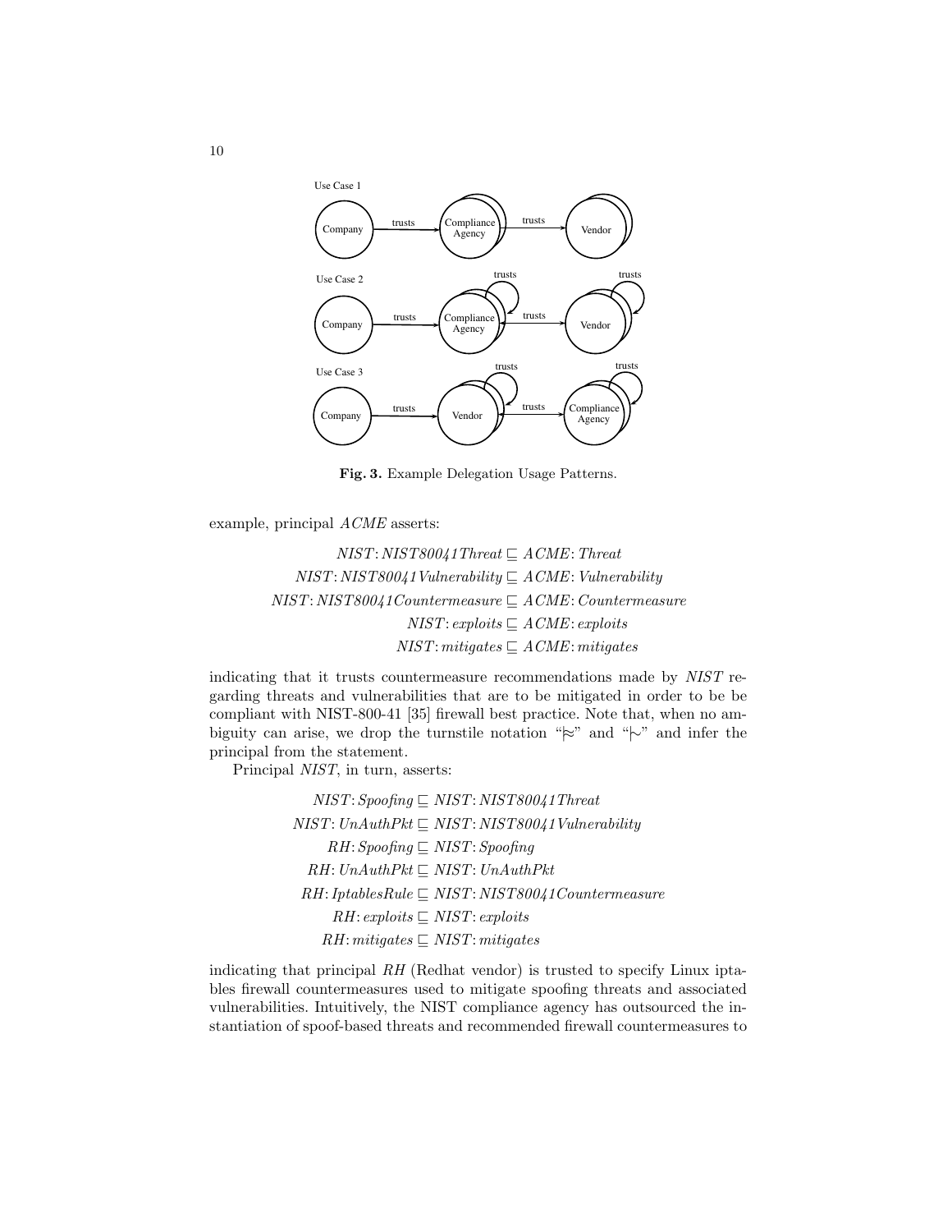Use Case 1

Company → trusts → Compliance Agency → trusts → Vendor

Use Case 2

Company → trusts → Compliance Agency (trusts) → trusts → Vendor (trusts)

Use Case 3

Company → trusts → Vendor (trusts) → trusts → Compliance Agency (trusts)

**Fig. 3.** Example Delegation Usage Patterns.

example, principal *ACME* asserts:

$$NIST\colon NIST80041Threat \sqsubseteq ACME\colon Threat$$
$$NIST\colon NIST80041Vulnerability \sqsubseteq ACME\colon Vulnerability$$
$$NIST\colon NIST80041Countermeasure \sqsubseteq ACME\colon Countermeasure$$
$$NIST\colon exploits \sqsubseteq ACME\colon exploits$$
$$NIST\colon mitigates \sqsubseteq ACME\colon mitigates$$

indicating that it trusts countermeasure recommendations made by *NIST* regarding threats and vulnerabilities that are to be mitigated in order to be be compliant with NIST-800-41 [35] firewall best practice. Note that, when no ambiguity can arise, we drop the turnstile notation "$\approx$" and "$\mid\!\sim$" and infer the principal from the statement.

Principal *NIST*, in turn, asserts:

$$NIST\colon Spoofing \sqsubseteq NIST\colon NIST80041Threat$$
$$NIST\colon UnAuthPkt \sqsubseteq NIST\colon NIST80041Vulnerability$$
$$RH\colon Spoofing \sqsubseteq NIST\colon Spoofing$$
$$RH\colon UnAuthPkt \sqsubseteq NIST\colon UnAuthPkt$$
$$RH\colon IptablesRule \sqsubseteq NIST\colon NIST80041Countermeasure$$
$$RH\colon exploits \sqsubseteq NIST\colon exploits$$
$$RH\colon mitigates \sqsubseteq NIST\colon mitigates$$

indicating that principal *RH* (Redhat vendor) is trusted to specify Linux iptables firewall countermeasures used to mitigate spoofing threats and associated vulnerabilities. Intuitively, the NIST compliance agency has outsourced the instantiation of spoof-based threats and recommended firewall countermeasures to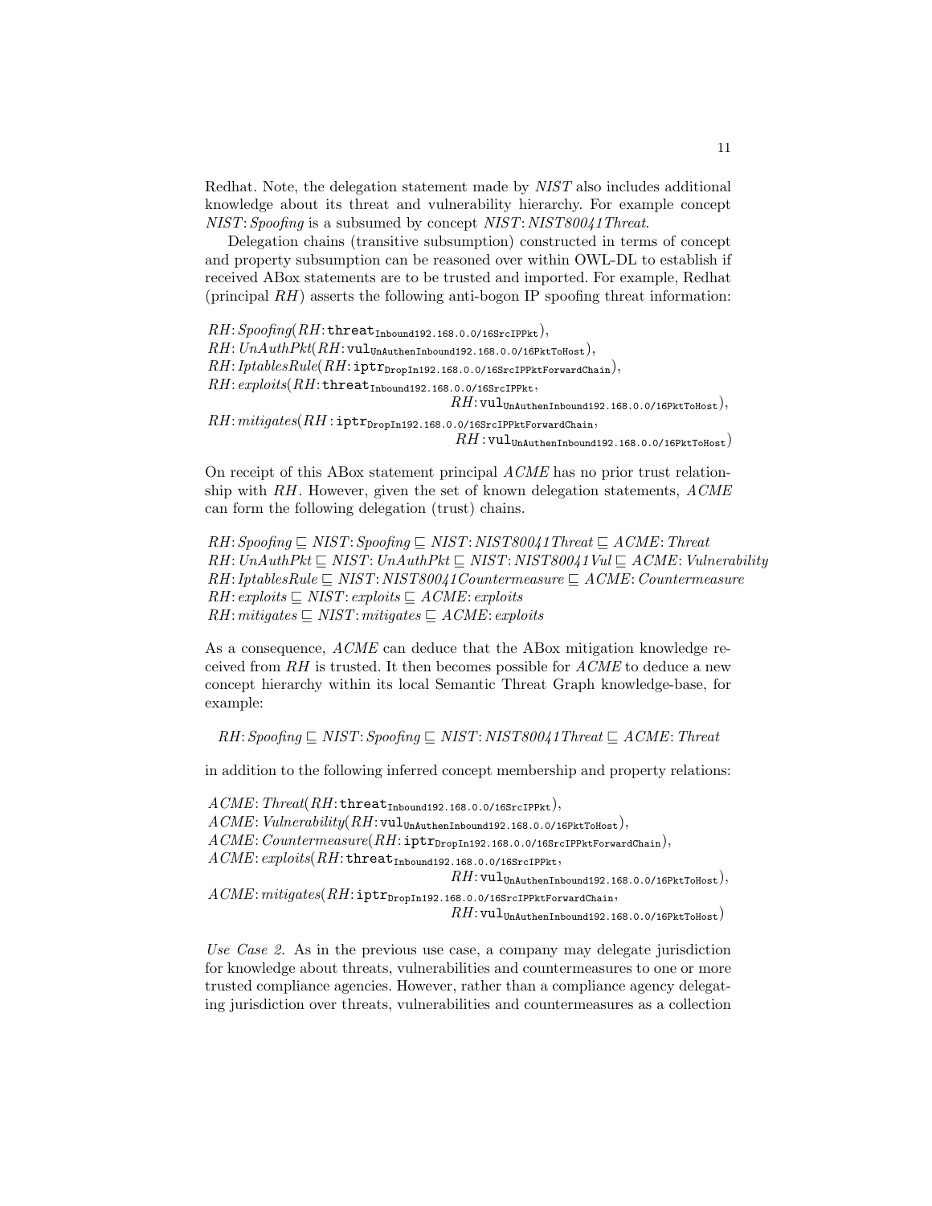Redhat. Note, the delegation statement made by *NIST* also includes additional knowledge about its threat and vulnerability hierarchy. For example concept *NIST*: *Spoofing* is a subsumed by concept *NIST*: *NIST80041Threat*.

Delegation chains (transitive subsumption) constructed in terms of concept and property subsumption can be reasoned over within OWL-DL to establish if received ABox statements are to be trusted and imported. For example, Redhat (principal *RH*) asserts the following anti-bogon IP spoofing threat information:

$$
\begin{aligned}
&RH\!:\!\mathit{Spoofing}(RH\!:\!\mathtt{threat}_{\mathtt{Inbound192.168.0.0/16SrcIPPkt}}),\\
&RH\!:\!\mathit{UnAuthPkt}(RH\!:\!\mathtt{vul}_{\mathtt{UnAuthenInbound192.168.0.0/16PktToHost}}),\\
&RH\!:\!\mathit{IptablesRule}(RH\!:\!\mathtt{iptr}_{\mathtt{DropIn192.168.0.0/16SrcIPPktForwardChain}}),\\
&RH\!:\!\mathit{exploits}(RH\!:\!\mathtt{threat}_{\mathtt{Inbound192.168.0.0/16SrcIPPkt}},\\
&\qquad\qquad\qquad\qquad RH\!:\!\mathtt{vul}_{\mathtt{UnAuthenInbound192.168.0.0/16PktToHost}}),\\
&RH\!:\!\mathit{mitigates}(RH\!:\!\mathtt{iptr}_{\mathtt{DropIn192.168.0.0/16SrcIPPktForwardChain}},\\
&\qquad\qquad\qquad\qquad RH\!:\!\mathtt{vul}_{\mathtt{UnAuthenInbound192.168.0.0/16PktToHost}})
\end{aligned}
$$

On receipt of this ABox statement principal *ACME* has no prior trust relationship with *RH*. However, given the set of known delegation statements, *ACME* can form the following delegation (trust) chains.

$$
\begin{aligned}
&RH\!:\!\mathit{Spoofing} \sqsubseteq \mathit{NIST}\!:\!\mathit{Spoofing} \sqsubseteq \mathit{NIST}\!:\!\mathit{NIST80041Threat} \sqsubseteq \mathit{ACME}\!:\!\mathit{Threat}\\
&RH\!:\!\mathit{UnAuthPkt} \sqsubseteq \mathit{NIST}\!:\!\mathit{UnAuthPkt} \sqsubseteq \mathit{NIST}\!:\!\mathit{NIST80041Vul} \sqsubseteq \mathit{ACME}\!:\!\mathit{Vulnerability}\\
&RH\!:\!\mathit{IptablesRule} \sqsubseteq \mathit{NIST}\!:\!\mathit{NIST80041Countermeasure} \sqsubseteq \mathit{ACME}\!:\!\mathit{Countermeasure}\\
&RH\!:\!\mathit{exploits} \sqsubseteq \mathit{NIST}\!:\!\mathit{exploits} \sqsubseteq \mathit{ACME}\!:\!\mathit{exploits}\\
&RH\!:\!\mathit{mitigates} \sqsubseteq \mathit{NIST}\!:\!\mathit{mitigates} \sqsubseteq \mathit{ACME}\!:\!\mathit{exploits}
\end{aligned}
$$

As a consequence, *ACME* can deduce that the ABox mitigation knowledge received from *RH* is trusted. It then becomes possible for *ACME* to deduce a new concept hierarchy within its local Semantic Threat Graph knowledge-base, for example:

$$
RH\!:\!\mathit{Spoofing} \sqsubseteq \mathit{NIST}\!:\!\mathit{Spoofing} \sqsubseteq \mathit{NIST}\!:\!\mathit{NIST80041Threat} \sqsubseteq \mathit{ACME}\!:\!\mathit{Threat}
$$

in addition to the following inferred concept membership and property relations:

$$
\begin{aligned}
&\mathit{ACME}\!:\!\mathit{Threat}(RH\!:\!\mathtt{threat}_{\mathtt{Inbound192.168.0.0/16SrcIPPkt}}),\\
&\mathit{ACME}\!:\!\mathit{Vulnerability}(RH\!:\!\mathtt{vul}_{\mathtt{UnAuthenInbound192.168.0.0/16PktToHost}}),\\
&\mathit{ACME}\!:\!\mathit{Countermeasure}(RH\!:\!\mathtt{iptr}_{\mathtt{DropIn192.168.0.0/16SrcIPPktForwardChain}}),\\
&\mathit{ACME}\!:\!\mathit{exploits}(RH\!:\!\mathtt{threat}_{\mathtt{Inbound192.168.0.0/16SrcIPPkt}},\\
&\qquad\qquad\qquad\qquad RH\!:\!\mathtt{vul}_{\mathtt{UnAuthenInbound192.168.0.0/16PktToHost}}),\\
&\mathit{ACME}\!:\!\mathit{mitigates}(RH\!:\!\mathtt{iptr}_{\mathtt{DropIn192.168.0.0/16SrcIPPktForwardChain}},\\
&\qquad\qquad\qquad\qquad RH\!:\!\mathtt{vul}_{\mathtt{UnAuthenInbound192.168.0.0/16PktToHost}})
\end{aligned}
$$

*Use Case 2.* As in the previous use case, a company may delegate jurisdiction for knowledge about threats, vulnerabilities and countermeasures to one or more trusted compliance agencies. However, rather than a compliance agency delegating jurisdiction over threats, vulnerabilities and countermeasures as a collection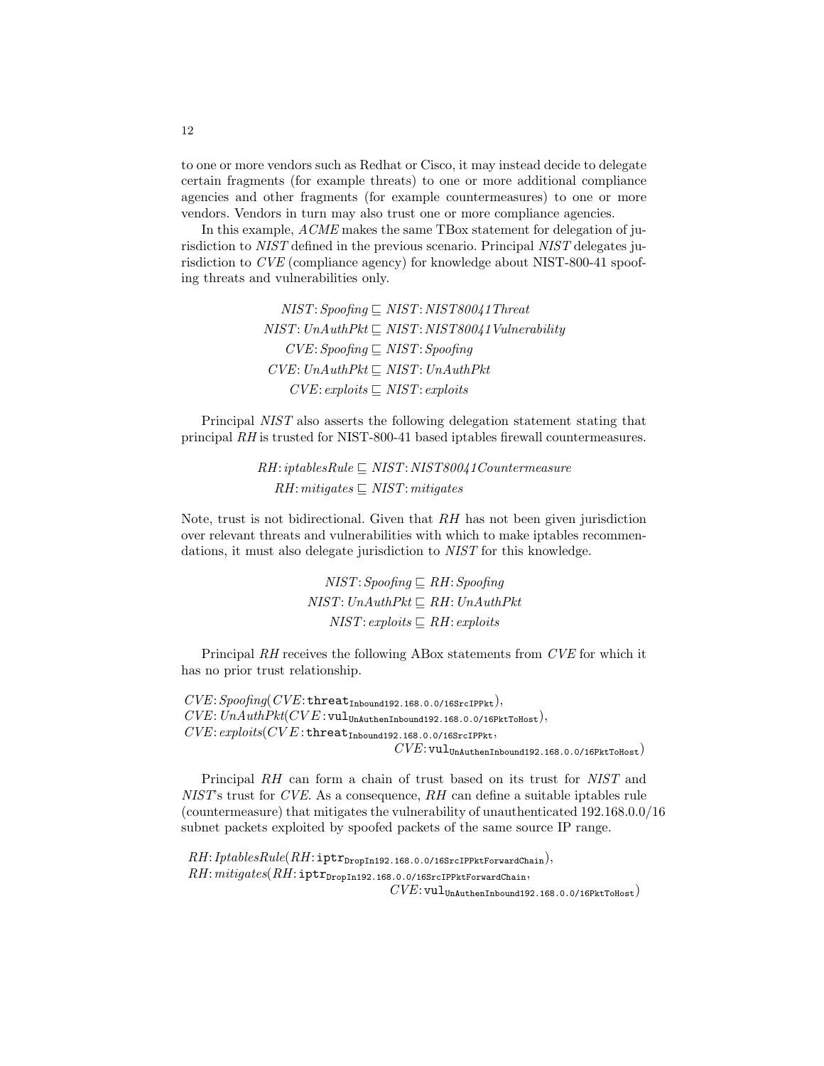to one or more vendors such as Redhat or Cisco, it may instead decide to delegate certain fragments (for example threats) to one or more additional compliance agencies and other fragments (for example countermeasures) to one or more vendors. Vendors in turn may also trust one or more compliance agencies.

In this example, *ACME* makes the same TBox statement for delegation of jurisdiction to *NIST* defined in the previous scenario. Principal *NIST* delegates jurisdiction to *CVE* (compliance agency) for knowledge about NIST-800-41 spoofing threats and vulnerabilities only.

$$
\begin{aligned}
NIST\!:\!Spoofing &\sqsubseteq NIST\!:\!NIST80041Threat \\
NIST\!:\!UnAuthPkt &\sqsubseteq NIST\!:\!NIST80041Vulnerability \\
CVE\!:\!Spoofing &\sqsubseteq NIST\!:\!Spoofing \\
CVE\!:\!UnAuthPkt &\sqsubseteq NIST\!:\!UnAuthPkt \\
CVE\!:\!exploits &\sqsubseteq NIST\!:\!exploits
\end{aligned}
$$

Principal *NIST* also asserts the following delegation statement stating that principal *RH* is trusted for NIST-800-41 based iptables firewall countermeasures.

$$
\begin{aligned}
RH\!:\!iptablesRule &\sqsubseteq NIST\!:\!NIST80041Countermeasure \\
RH\!:\!mitigates &\sqsubseteq NIST\!:\!mitigates
\end{aligned}
$$

Note, trust is not bidirectional. Given that *RH* has not been given jurisdiction over relevant threats and vulnerabilities with which to make iptables recommendations, it must also delegate jurisdiction to *NIST* for this knowledge.

$$
\begin{aligned}
NIST\!:\!Spoofing &\sqsubseteq RH\!:\!Spoofing \\
NIST\!:\!UnAuthPkt &\sqsubseteq RH\!:\!UnAuthPkt \\
NIST\!:\!exploits &\sqsubseteq RH\!:\!exploits
\end{aligned}
$$

Principal *RH* receives the following ABox statements from *CVE* for which it has no prior trust relationship.

$$
\begin{aligned}
&CVE\!:\!Spoofing(CVE\!:\!\texttt{threat}_{\texttt{Inbound192.168.0.0/16SrcIPPkt}}), \\
&CVE\!:\!UnAuthPkt(CVE\!:\!\texttt{vul}_{\texttt{UnAuthenInbound192.168.0.0/16PktToHost}}), \\
&CVE\!:\!exploits(CVE\!:\!\texttt{threat}_{\texttt{Inbound192.168.0.0/16SrcIPPkt}}, \\
&\qquad\qquad CVE\!:\!\texttt{vul}_{\texttt{UnAuthenInbound192.168.0.0/16PktToHost}})
\end{aligned}
$$

Principal *RH* can form a chain of trust based on its trust for *NIST* and *NIST*'s trust for *CVE*. As a consequence, *RH* can define a suitable iptables rule (countermeasure) that mitigates the vulnerability of unauthenticated 192.168.0.0/16 subnet packets exploited by spoofed packets of the same source IP range.

$$
\begin{aligned}
&RH\!:\!IptablesRule(RH\!:\!\texttt{iptr}_{\texttt{DropIn192.168.0.0/16SrcIPPktForwardChain}}), \\
&RH\!:\!mitigates(RH\!:\!\texttt{iptr}_{\texttt{DropIn192.168.0.0/16SrcIPPktForwardChain}}, \\
&\qquad\qquad CVE\!:\!\texttt{vul}_{\texttt{UnAuthenInbound192.168.0.0/16PktToHost}})
\end{aligned}
$$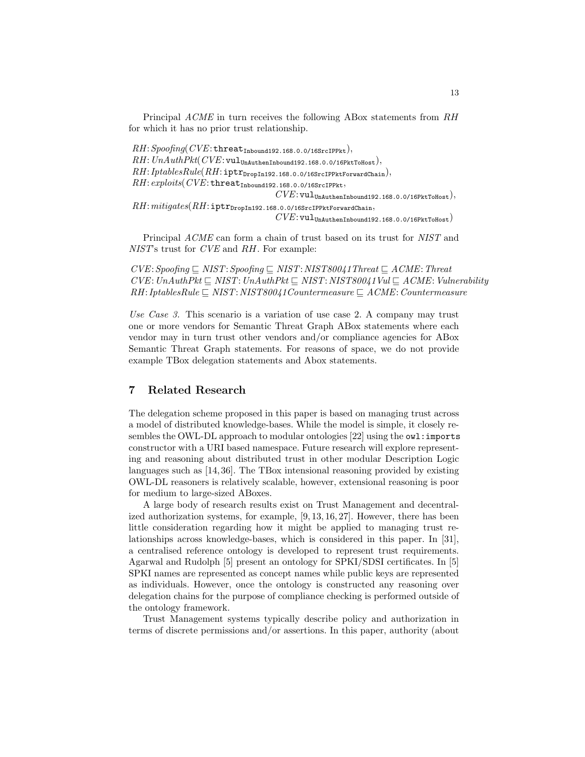Principal *ACME* in turn receives the following ABox statements from *RH* for which it has no prior trust relationship.

$$
\begin{array}{l}
RH\!:\!\mathit{Spoofing}(CVE\!:\!\texttt{threat}_{\texttt{Inbound192.168.0.0/16SrcIPPkt}}),\\
RH\!:\!\mathit{UnAuthPkt}(CVE\!:\!\texttt{vul}_{\texttt{UnAuthenInbound192.168.0.0/16PktToHost}}),\\
RH\!:\!\mathit{IptablesRule}(RH\!:\!\texttt{iptr}_{\texttt{DropIn192.168.0.0/16SrcIPPktForwardChain}}),\\
RH\!:\!\mathit{exploits}(CVE\!:\!\texttt{threat}_{\texttt{Inbound192.168.0.0/16SrcIPPkt}},\\
\qquad\qquad\qquad CVE\!:\!\texttt{vul}_{\texttt{UnAuthenInbound192.168.0.0/16PktToHost}}),\\
RH\!:\!\mathit{mitigates}(RH\!:\!\texttt{iptr}_{\texttt{DropIn192.168.0.0/16SrcIPPktForwardChain}},\\
\qquad\qquad\qquad CVE\!:\!\texttt{vul}_{\texttt{UnAuthenInbound192.168.0.0/16PktToHost}})
\end{array}
$$

Principal *ACME* can form a chain of trust based on its trust for *NIST* and *NIST*'s trust for *CVE* and *RH*. For example:

$$
\begin{array}{l}
CVE\!:\!\mathit{Spoofing} \sqsubseteq NIST\!:\!\mathit{Spoofing} \sqsubseteq NIST\!:\!\mathit{NIST80041Threat} \sqsubseteq ACME\!:\!\mathit{Threat}\\
CVE\!:\!\mathit{UnAuthPkt} \sqsubseteq NIST\!:\!\mathit{UnAuthPkt} \sqsubseteq NIST\!:\!\mathit{NIST80041Vul} \sqsubseteq ACME\!:\!\mathit{Vulnerability}\\
RH\!:\!\mathit{IptablesRule} \sqsubseteq NIST\!:\!\mathit{NIST80041Countermeasure} \sqsubseteq ACME\!:\!\mathit{Countermeasure}
\end{array}
$$

*Use Case 3.* This scenario is a variation of use case 2. A company may trust one or more vendors for Semantic Threat Graph ABox statements where each vendor may in turn trust other vendors and/or compliance agencies for ABox Semantic Threat Graph statements. For reasons of space, we do not provide example TBox delegation statements and Abox statements.

## 7 Related Research

The delegation scheme proposed in this paper is based on managing trust across a model of distributed knowledge-bases. While the model is simple, it closely resembles the OWL-DL approach to modular ontologies [22] using the `owl:imports` constructor with a URI based namespace. Future research will explore representing and reasoning about distributed trust in other modular Description Logic languages such as [14, 36]. The TBox intensional reasoning provided by existing OWL-DL reasoners is relatively scalable, however, extensional reasoning is poor for medium to large-sized ABoxes.

A large body of research results exist on Trust Management and decentralized authorization systems, for example, [9, 13, 16, 27]. However, there has been little consideration regarding how it might be applied to managing trust relationships across knowledge-bases, which is considered in this paper. In [31], a centralised reference ontology is developed to represent trust requirements. Agarwal and Rudolph [5] present an ontology for SPKI/SDSI certificates. In [5] SPKI names are represented as concept names while public keys are represented as individuals. However, once the ontology is constructed any reasoning over delegation chains for the purpose of compliance checking is performed outside of the ontology framework.

Trust Management systems typically describe policy and authorization in terms of discrete permissions and/or assertions. In this paper, authority (about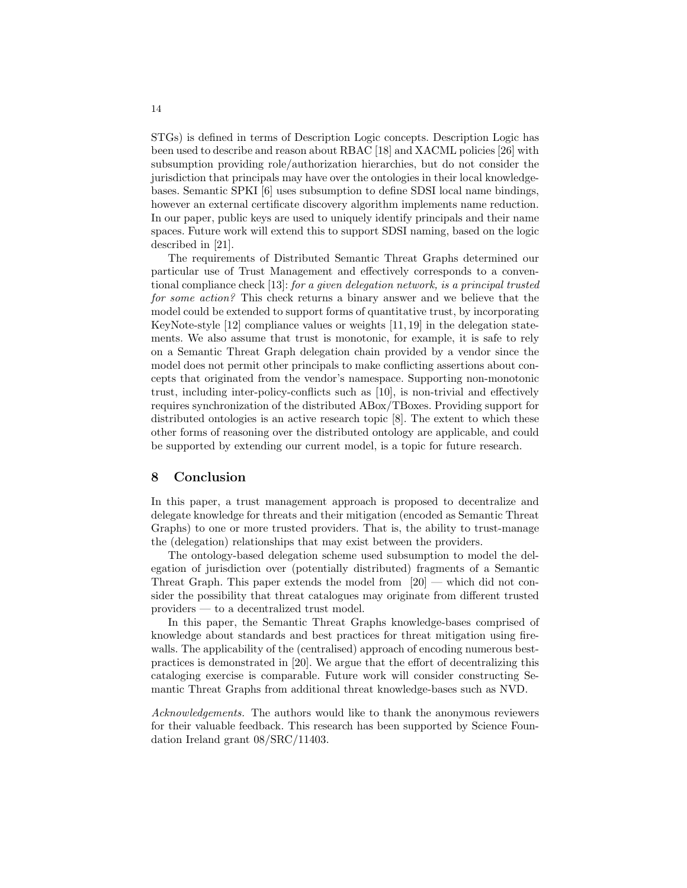STGs) is defined in terms of Description Logic concepts. Description Logic has been used to describe and reason about RBAC [18] and XACML policies [26] with subsumption providing role/authorization hierarchies, but do not consider the jurisdiction that principals may have over the ontologies in their local knowledge-bases. Semantic SPKI [6] uses subsumption to define SDSI local name bindings, however an external certificate discovery algorithm implements name reduction. In our paper, public keys are used to uniquely identify principals and their name spaces. Future work will extend this to support SDSI naming, based on the logic described in [21].

The requirements of Distributed Semantic Threat Graphs determined our particular use of Trust Management and effectively corresponds to a conventional compliance check [13]: *for a given delegation network, is a principal trusted for some action?* This check returns a binary answer and we believe that the model could be extended to support forms of quantitative trust, by incorporating KeyNote-style [12] compliance values or weights [11, 19] in the delegation statements. We also assume that trust is monotonic, for example, it is safe to rely on a Semantic Threat Graph delegation chain provided by a vendor since the model does not permit other principals to make conflicting assertions about concepts that originated from the vendor's namespace. Supporting non-monotonic trust, including inter-policy-conflicts such as [10], is non-trivial and effectively requires synchronization of the distributed ABox/TBoxes. Providing support for distributed ontologies is an active research topic [8]. The extent to which these other forms of reasoning over the distributed ontology are applicable, and could be supported by extending our current model, is a topic for future research.

## 8 Conclusion

In this paper, a trust management approach is proposed to decentralize and delegate knowledge for threats and their mitigation (encoded as Semantic Threat Graphs) to one or more trusted providers. That is, the ability to trust-manage the (delegation) relationships that may exist between the providers.

The ontology-based delegation scheme used subsumption to model the delegation of jurisdiction over (potentially distributed) fragments of a Semantic Threat Graph. This paper extends the model from [20] — which did not consider the possibility that threat catalogues may originate from different trusted providers — to a decentralized trust model.

In this paper, the Semantic Threat Graphs knowledge-bases comprised of knowledge about standards and best practices for threat mitigation using firewalls. The applicability of the (centralised) approach of encoding numerous best-practices is demonstrated in [20]. We argue that the effort of decentralizing this cataloging exercise is comparable. Future work will consider constructing Semantic Threat Graphs from additional threat knowledge-bases such as NVD.

*Acknowledgements.* The authors would like to thank the anonymous reviewers for their valuable feedback. This research has been supported by Science Foundation Ireland grant 08/SRC/11403.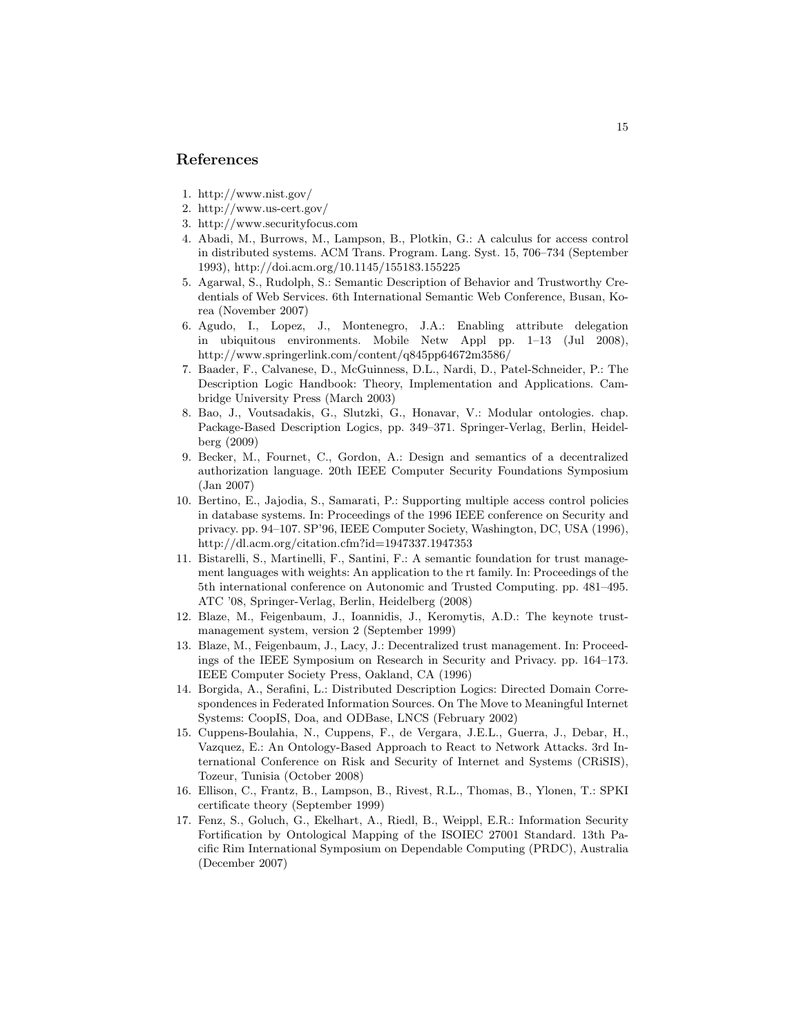## References

1. http://www.nist.gov/
2. http://www.us-cert.gov/
3. http://www.securityfocus.com
4. Abadi, M., Burrows, M., Lampson, B., Plotkin, G.: A calculus for access control in distributed systems. ACM Trans. Program. Lang. Syst. 15, 706–734 (September 1993), http://doi.acm.org/10.1145/155183.155225
5. Agarwal, S., Rudolph, S.: Semantic Description of Behavior and Trustworthy Credentials of Web Services. 6th International Semantic Web Conference, Busan, Korea (November 2007)
6. Agudo, I., Lopez, J., Montenegro, J.A.: Enabling attribute delegation in ubiquitous environments. Mobile Netw Appl pp. 1–13 (Jul 2008), http://www.springerlink.com/content/q845pp64672m3586/
7. Baader, F., Calvanese, D., McGuinness, D.L., Nardi, D., Patel-Schneider, P.: The Description Logic Handbook: Theory, Implementation and Applications. Cambridge University Press (March 2003)
8. Bao, J., Voutsadakis, G., Slutzki, G., Honavar, V.: Modular ontologies. chap. Package-Based Description Logics, pp. 349–371. Springer-Verlag, Berlin, Heidelberg (2009)
9. Becker, M., Fournet, C., Gordon, A.: Design and semantics of a decentralized authorization language. 20th IEEE Computer Security Foundations Symposium (Jan 2007)
10. Bertino, E., Jajodia, S., Samarati, P.: Supporting multiple access control policies in database systems. In: Proceedings of the 1996 IEEE conference on Security and privacy. pp. 94–107. SP'96, IEEE Computer Society, Washington, DC, USA (1996), http://dl.acm.org/citation.cfm?id=1947337.1947353
11. Bistarelli, S., Martinelli, F., Santini, F.: A semantic foundation for trust management languages with weights: An application to the rt family. In: Proceedings of the 5th international conference on Autonomic and Trusted Computing. pp. 481–495. ATC '08, Springer-Verlag, Berlin, Heidelberg (2008)
12. Blaze, M., Feigenbaum, J., Ioannidis, J., Keromytis, A.D.: The keynote trust-management system, version 2 (September 1999)
13. Blaze, M., Feigenbaum, J., Lacy, J.: Decentralized trust management. In: Proceedings of the IEEE Symposium on Research in Security and Privacy. pp. 164–173. IEEE Computer Society Press, Oakland, CA (1996)
14. Borgida, A., Serafini, L.: Distributed Description Logics: Directed Domain Correspondences in Federated Information Sources. On The Move to Meaningful Internet Systems: CoopIS, Doa, and ODBase, LNCS (February 2002)
15. Cuppens-Boulahia, N., Cuppens, F., de Vergara, J.E.L., Guerra, J., Debar, H., Vazquez, E.: An Ontology-Based Approach to React to Network Attacks. 3rd International Conference on Risk and Security of Internet and Systems (CRiSIS), Tozeur, Tunisia (October 2008)
16. Ellison, C., Frantz, B., Lampson, B., Rivest, R.L., Thomas, B., Ylonen, T.: SPKI certificate theory (September 1999)
17. Fenz, S., Goluch, G., Ekelhart, A., Riedl, B., Weippl, E.R.: Information Security Fortification by Ontological Mapping of the ISOIEC 27001 Standard. 13th Pacific Rim International Symposium on Dependable Computing (PRDC), Australia (December 2007)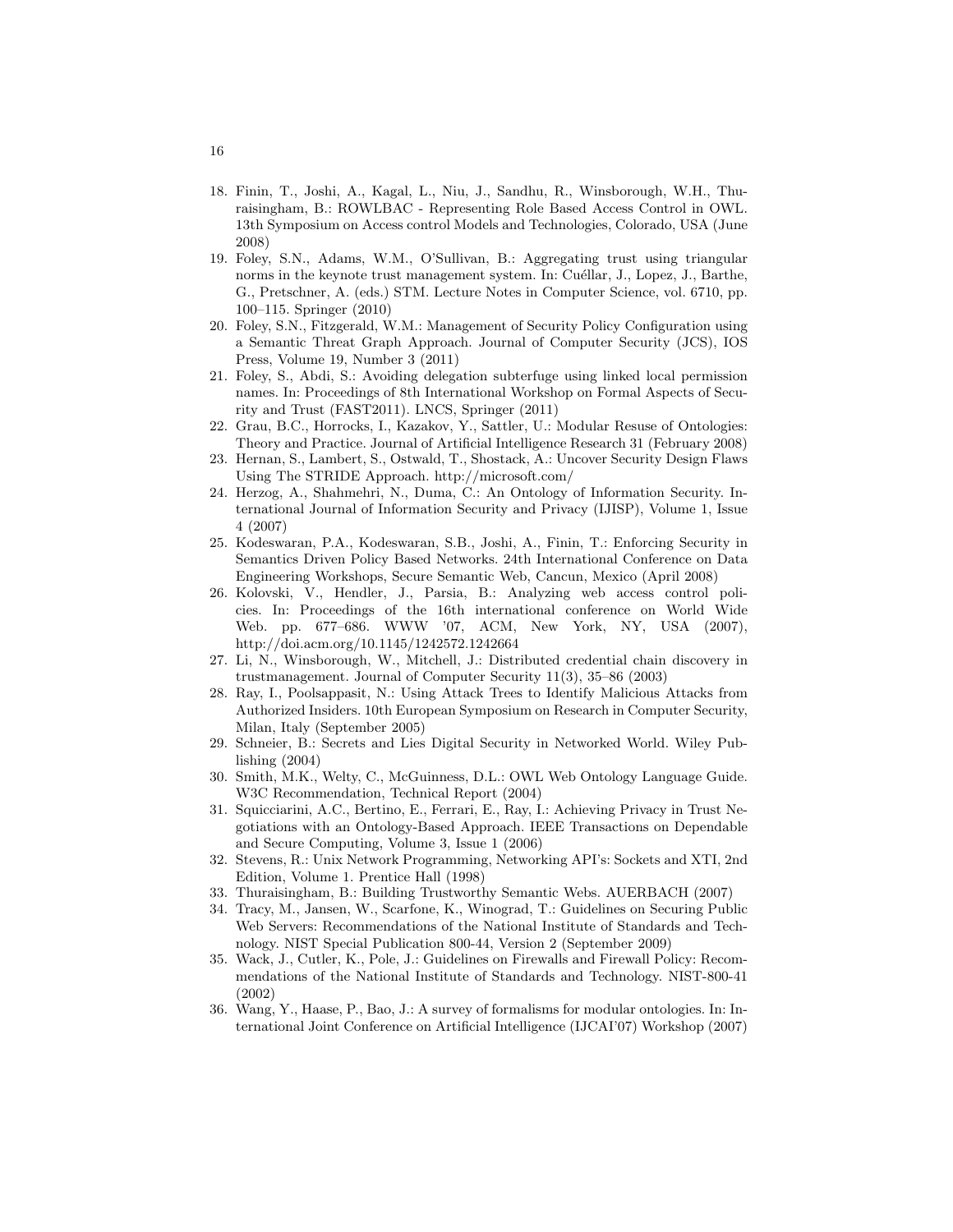18. Finin, T., Joshi, A., Kagal, L., Niu, J., Sandhu, R., Winsborough, W.H., Thuraisingham, B.: ROWLBAC - Representing Role Based Access Control in OWL. 13th Symposium on Access control Models and Technologies, Colorado, USA (June 2008)
19. Foley, S.N., Adams, W.M., O'Sullivan, B.: Aggregating trust using triangular norms in the keynote trust management system. In: Cuéllar, J., Lopez, J., Barthe, G., Pretschner, A. (eds.) STM. Lecture Notes in Computer Science, vol. 6710, pp. 100–115. Springer (2010)
20. Foley, S.N., Fitzgerald, W.M.: Management of Security Policy Configuration using a Semantic Threat Graph Approach. Journal of Computer Security (JCS), IOS Press, Volume 19, Number 3 (2011)
21. Foley, S., Abdi, S.: Avoiding delegation subterfuge using linked local permission names. In: Proceedings of 8th International Workshop on Formal Aspects of Security and Trust (FAST2011). LNCS, Springer (2011)
22. Grau, B.C., Horrocks, I., Kazakov, Y., Sattler, U.: Modular Resuse of Ontologies: Theory and Practice. Journal of Artificial Intelligence Research 31 (February 2008)
23. Hernan, S., Lambert, S., Ostwald, T., Shostack, A.: Uncover Security Design Flaws Using The STRIDE Approach. http://microsoft.com/
24. Herzog, A., Shahmehri, N., Duma, C.: An Ontology of Information Security. International Journal of Information Security and Privacy (IJISP), Volume 1, Issue 4 (2007)
25. Kodeswaran, P.A., Kodeswaran, S.B., Joshi, A., Finin, T.: Enforcing Security in Semantics Driven Policy Based Networks. 24th International Conference on Data Engineering Workshops, Secure Semantic Web, Cancun, Mexico (April 2008)
26. Kolovski, V., Hendler, J., Parsia, B.: Analyzing web access control policies. In: Proceedings of the 16th international conference on World Wide Web. pp. 677–686. WWW '07, ACM, New York, NY, USA (2007), http://doi.acm.org/10.1145/1242572.1242664
27. Li, N., Winsborough, W., Mitchell, J.: Distributed credential chain discovery in trustmanagement. Journal of Computer Security 11(3), 35–86 (2003)
28. Ray, I., Poolsappasit, N.: Using Attack Trees to Identify Malicious Attacks from Authorized Insiders. 10th European Symposium on Research in Computer Security, Milan, Italy (September 2005)
29. Schneier, B.: Secrets and Lies Digital Security in Networked World. Wiley Publishing (2004)
30. Smith, M.K., Welty, C., McGuinness, D.L.: OWL Web Ontology Language Guide. W3C Recommendation, Technical Report (2004)
31. Squicciarini, A.C., Bertino, E., Ferrari, E., Ray, I.: Achieving Privacy in Trust Negotiations with an Ontology-Based Approach. IEEE Transactions on Dependable and Secure Computing, Volume 3, Issue 1 (2006)
32. Stevens, R.: Unix Network Programming, Networking API's: Sockets and XTI, 2nd Edition, Volume 1. Prentice Hall (1998)
33. Thuraisingham, B.: Building Trustworthy Semantic Webs. AUERBACH (2007)
34. Tracy, M., Jansen, W., Scarfone, K., Winograd, T.: Guidelines on Securing Public Web Servers: Recommendations of the National Institute of Standards and Technology. NIST Special Publication 800-44, Version 2 (September 2009)
35. Wack, J., Cutler, K., Pole, J.: Guidelines on Firewalls and Firewall Policy: Recommendations of the National Institute of Standards and Technology. NIST-800-41 (2002)
36. Wang, Y., Haase, P., Bao, J.: A survey of formalisms for modular ontologies. In: International Joint Conference on Artificial Intelligence (IJCAI'07) Workshop (2007)